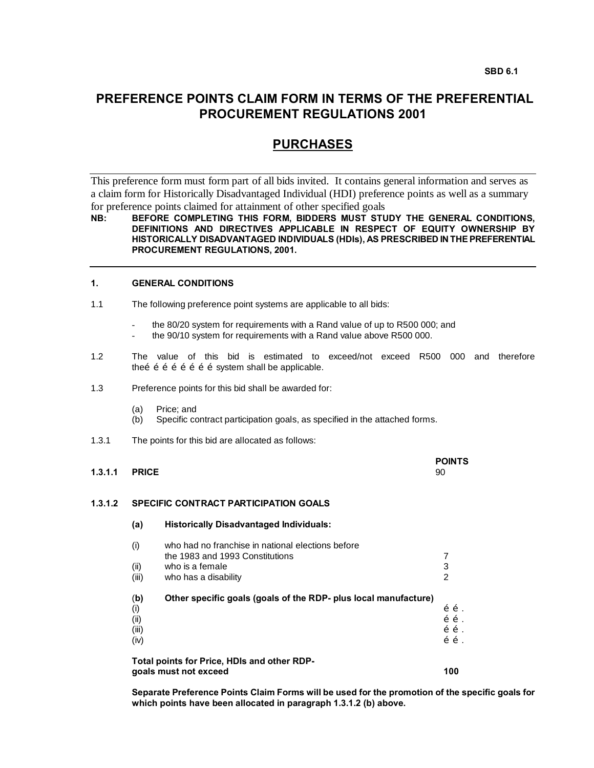SBD 6.1

# PREFERENCE POINTS CLAIM FORM IN TERMS OF THE PREFERENTIAL PROCUREMENT REGULATIONS 2001

## PURCHASES

This preference form must form part of all bids invited. It contains general information and serves as a claim form for Historically Disadvantaged Individual (HDI) preference points as well as a summary for preference points claimed for attainment of other specified goals

**NB: BEFORE COMPLETING THIS FORM, BIDDERS MUST STUDY THE GENERAL CONDITIONS, DEFINITIONS AND DIRECTIVES APPLICABLE IN RESPECT OF EQUITY OWNERSHIP BY HISTORICALLY DISADVANTAGED INDIVIDUALS (HDIs), AS PRESCRIBED IN THE PREFERENTIAL PROCUREMENT REGULATIONS, 2001.**

---

### 1. GENERAL CONDITIONS

1.1 The following preference point systems are applicable to all bids:

- the 80/20 system for requirements with a Rand value of up to R500 000; and
- the 90/10 system for requirements with a Rand value above R500 000.

1.2 The value of this bid is estimated to exceed/not exceed R500 000 and therefore theé é é é é é é é system shall be applicable.

1.3 Preference points for this bid shall be awarded for:

(a) Price; and
(b) Specific contract participation goals, as specified in the attached forms.

1.3.1 The points for this bid are allocated as follows:

| | | POINTS |
|---|---|---|
| **1.3.1.1** | **PRICE** | 90 |
| **1.3.1.2** | **SPECIFIC CONTRACT PARTICIPATION GOALS** | |
| **(a)** | **Historically Disadvantaged Individuals:** | |
| (i) | who had no franchise in national elections before the 1983 and 1993 Constitutions | 7 |
| (ii) | who is a female | 3 |
| (iii) | who has a disability | 2 |
| **(b)** | **Other specific goals (goals of the RDP- plus local manufacture)** | |
| (i) | | é é . |
| (ii) | | é é . |
| (iii) | | é é . |
| (iv) | | é é . |
| | **Total points for Price, HDIs and other RDP-goals must not exceed** | **100** |

**Separate Preference Points Claim Forms will be used for the promotion of the specific goals for which points have been allocated in paragraph 1.3.1.2 (b) above.**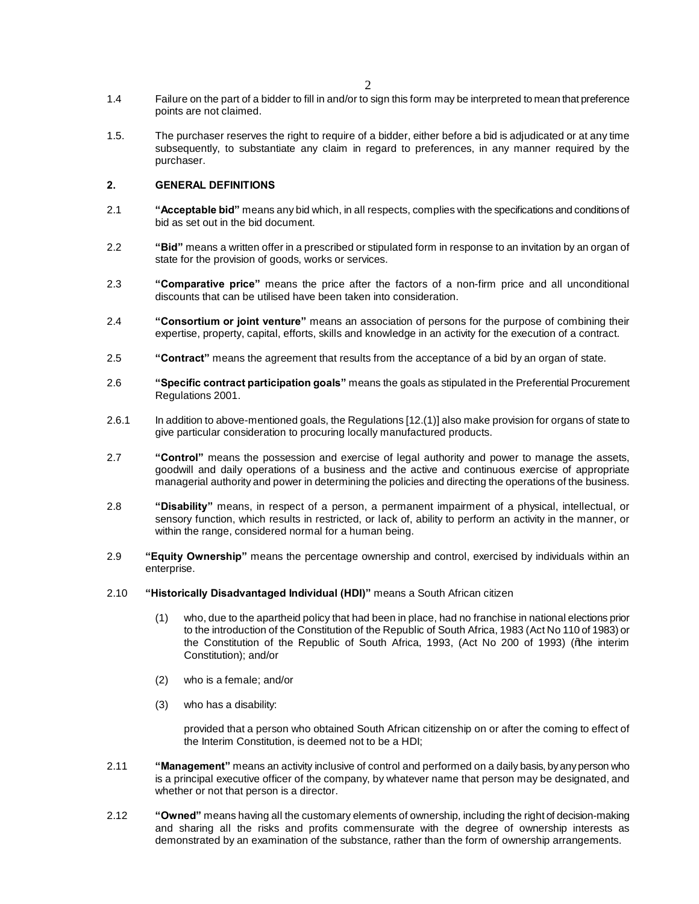1.4 Failure on the part of a bidder to fill in and/or to sign this form may be interpreted to mean that preference points are not claimed.

1.5. The purchaser reserves the right to require of a bidder, either before a bid is adjudicated or at any time subsequently, to substantiate any claim in regard to preferences, in any manner required by the purchaser.

## 2. GENERAL DEFINITIONS

2.1 **"Acceptable bid"** means any bid which, in all respects, complies with the specifications and conditions of bid as set out in the bid document.

2.2 **"Bid"** means a written offer in a prescribed or stipulated form in response to an invitation by an organ of state for the provision of goods, works or services.

2.3 **"Comparative price"** means the price after the factors of a non-firm price and all unconditional discounts that can be utilised have been taken into consideration.

2.4 **"Consortium or joint venture"** means an association of persons for the purpose of combining their expertise, property, capital, efforts, skills and knowledge in an activity for the execution of a contract.

2.5 **"Contract"** means the agreement that results from the acceptance of a bid by an organ of state.

2.6 **"Specific contract participation goals"** means the goals as stipulated in the Preferential Procurement Regulations 2001.

2.6.1 In addition to above-mentioned goals, the Regulations [12.(1)] also make provision for organs of state to give particular consideration to procuring locally manufactured products.

2.7 **"Control"** means the possession and exercise of legal authority and power to manage the assets, goodwill and daily operations of a business and the active and continuous exercise of appropriate managerial authority and power in determining the policies and directing the operations of the business.

2.8 **"Disability"** means, in respect of a person, a permanent impairment of a physical, intellectual, or sensory function, which results in restricted, or lack of, ability to perform an activity in the manner, or within the range, considered normal for a human being.

2.9 **"Equity Ownership"** means the percentage ownership and control, exercised by individuals within an enterprise.

2.10 **"Historically Disadvantaged Individual (HDI)"** means a South African citizen

(1) who, due to the apartheid policy that had been in place, had no franchise in national elections prior to the introduction of the Constitution of the Republic of South Africa, 1983 (Act No 110 of 1983) or the Constitution of the Republic of South Africa, 1993, (Act No 200 of 1993) ("the interim Constitution); and/or

(2) who is a female; and/or

(3) who has a disability:

provided that a person who obtained South African citizenship on or after the coming to effect of the Interim Constitution, is deemed not to be a HDI;

2.11 **"Management"** means an activity inclusive of control and performed on a daily basis, by any person who is a principal executive officer of the company, by whatever name that person may be designated, and whether or not that person is a director.

2.12 **"Owned"** means having all the customary elements of ownership, including the right of decision-making and sharing all the risks and profits commensurate with the degree of ownership interests as demonstrated by an examination of the substance, rather than the form of ownership arrangements.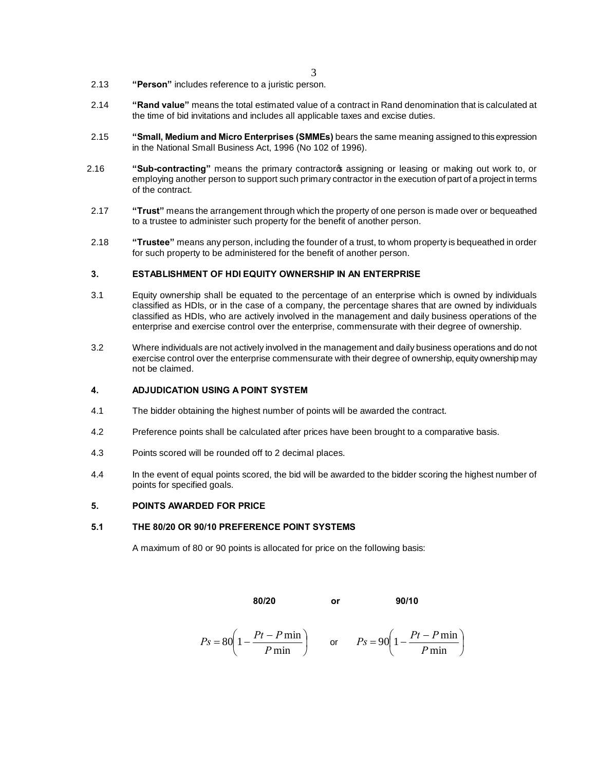2.13 **"Person"** includes reference to a juristic person.

2.14 **"Rand value"** means the total estimated value of a contract in Rand denomination that is calculated at the time of bid invitations and includes all applicable taxes and excise duties.

2.15 **"Small, Medium and Micro Enterprises (SMMEs)** bears the same meaning assigned to this expression in the National Small Business Act, 1996 (No 102 of 1996).

2.16 **"Sub-contracting"** means the primary contractor's assigning or leasing or making out work to, or employing another person to support such primary contractor in the execution of part of a project in terms of the contract.

2.17 **"Trust"** means the arrangement through which the property of one person is made over or bequeathed to a trustee to administer such property for the benefit of another person.

2.18 **"Trustee"** means any person, including the founder of a trust, to whom property is bequeathed in order for such property to be administered for the benefit of another person.

### 3. ESTABLISHMENT OF HDI EQUITY OWNERSHIP IN AN ENTERPRISE

3.1 Equity ownership shall be equated to the percentage of an enterprise which is owned by individuals classified as HDIs, or in the case of a company, the percentage shares that are owned by individuals classified as HDIs, who are actively involved in the management and daily business operations of the enterprise and exercise control over the enterprise, commensurate with their degree of ownership.

3.2 Where individuals are not actively involved in the management and daily business operations and do not exercise control over the enterprise commensurate with their degree of ownership, equity ownership may not be claimed.

### 4. ADJUDICATION USING A POINT SYSTEM

4.1 The bidder obtaining the highest number of points will be awarded the contract.

4.2 Preference points shall be calculated after prices have been brought to a comparative basis.

4.3 Points scored will be rounded off to 2 decimal places.

4.4 In the event of equal points scored, the bid will be awarded to the bidder scoring the highest number of points for specified goals.

### 5. POINTS AWARDED FOR PRICE

#### 5.1 THE 80/20 OR 90/10 PREFERENCE POINT SYSTEMS

A maximum of 80 or 90 points is allocated for price on the following basis:

**80/20** or **90/10**

$$Ps = 80\left(1 - \frac{Pt - P\min}{P\min}\right) \quad \text{or} \quad Ps = 90\left(1 - \frac{Pt - P\min}{P\min}\right)$$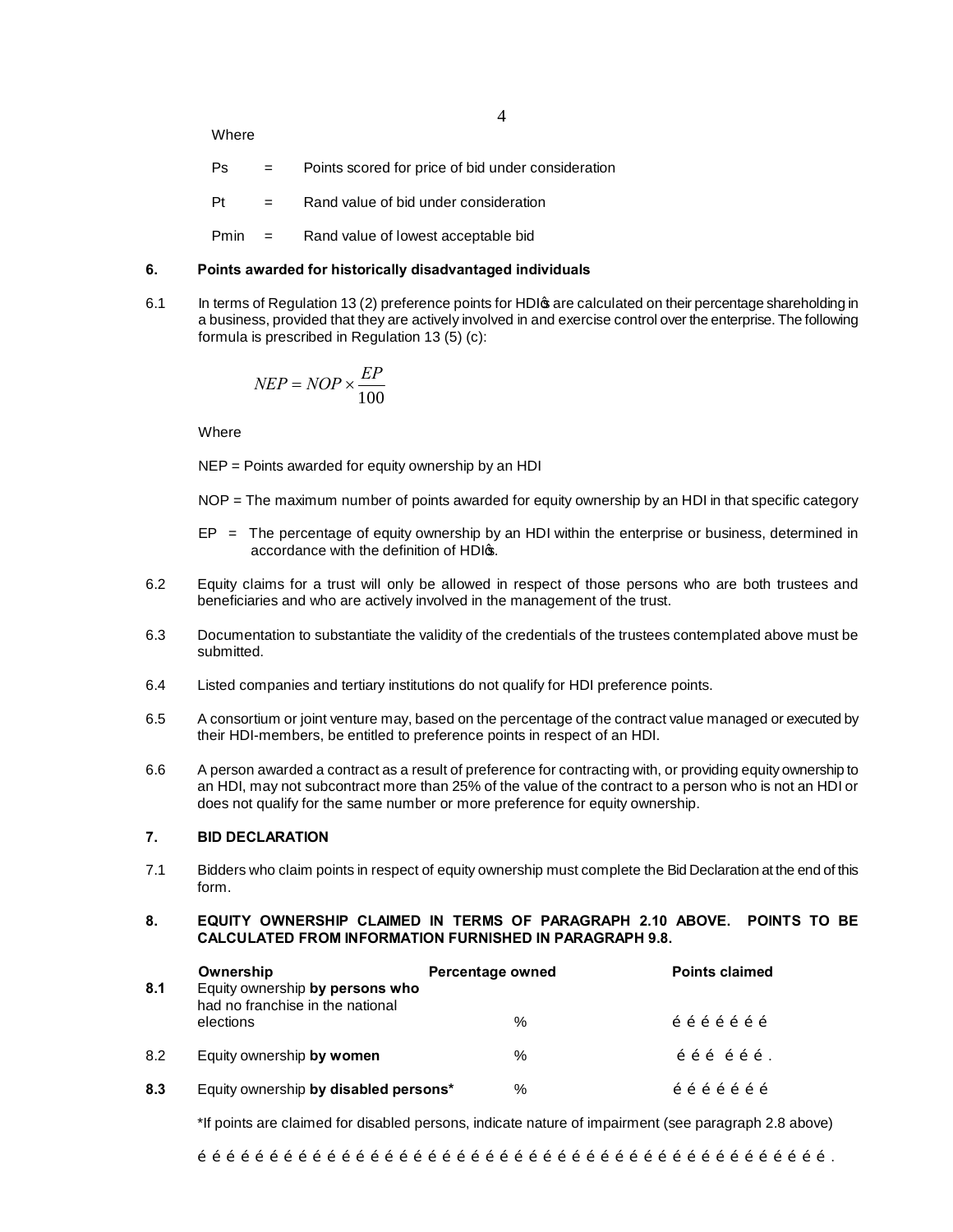Where

$Ps$ = Points scored for price of bid under consideration

$Pt$ = Rand value of bid under consideration

$Pmin$ = Rand value of lowest acceptable bid

**6. Points awarded for historically disadvantaged individuals**

6.1 In terms of Regulation 13 (2) preference points for HDIọs are calculated on their percentage shareholding in a business, provided that they are actively involved in and exercise control over the enterprise. The following formula is prescribed in Regulation 13 (5) (c):

$$NEP = NOP \times \frac{EP}{100}$$

Where

NEP = Points awarded for equity ownership by an HDI

NOP = The maximum number of points awarded for equity ownership by an HDI in that specific category

EP = The percentage of equity ownership by an HDI within the enterprise or business, determined in accordance with the definition of HDIọs.

6.2 Equity claims for a trust will only be allowed in respect of those persons who are both trustees and beneficiaries and who are actively involved in the management of the trust.

6.3 Documentation to substantiate the validity of the credentials of the trustees contemplated above must be submitted.

6.4 Listed companies and tertiary institutions do not qualify for HDI preference points.

6.5 A consortium or joint venture may, based on the percentage of the contract value managed or executed by their HDI-members, be entitled to preference points in respect of an HDI.

6.6 A person awarded a contract as a result of preference for contracting with, or providing equity ownership to an HDI, may not subcontract more than 25% of the value of the contract to a person who is not an HDI or does not qualify for the same number or more preference for equity ownership.

**7. BID DECLARATION**

7.1 Bidders who claim points in respect of equity ownership must complete the Bid Declaration at the end of this form.

**8. EQUITY OWNERSHIP CLAIMED IN TERMS OF PARAGRAPH 2.10 ABOVE. POINTS TO BE CALCULATED FROM INFORMATION FURNISHED IN PARAGRAPH 9.8.**

| | **Ownership** | **Percentage owned** | **Points claimed** |
|---|---|---|---|
| **8.1** | Equity ownership **by persons who** had no franchise in the national elections | % | é é é é é é é |
| 8.2 | Equity ownership **by women** | % | é é é é é é . |
| **8.3** | Equity ownership **by disabled persons*** | % | é é é é é é é |

*If points are claimed for disabled persons, indicate nature of impairment (see paragraph 2.8 above)

é é é é é é é é é é é é é é é é é é é é é é é é é é é é é é é é é é é é é é é é é é é é é é é é é é .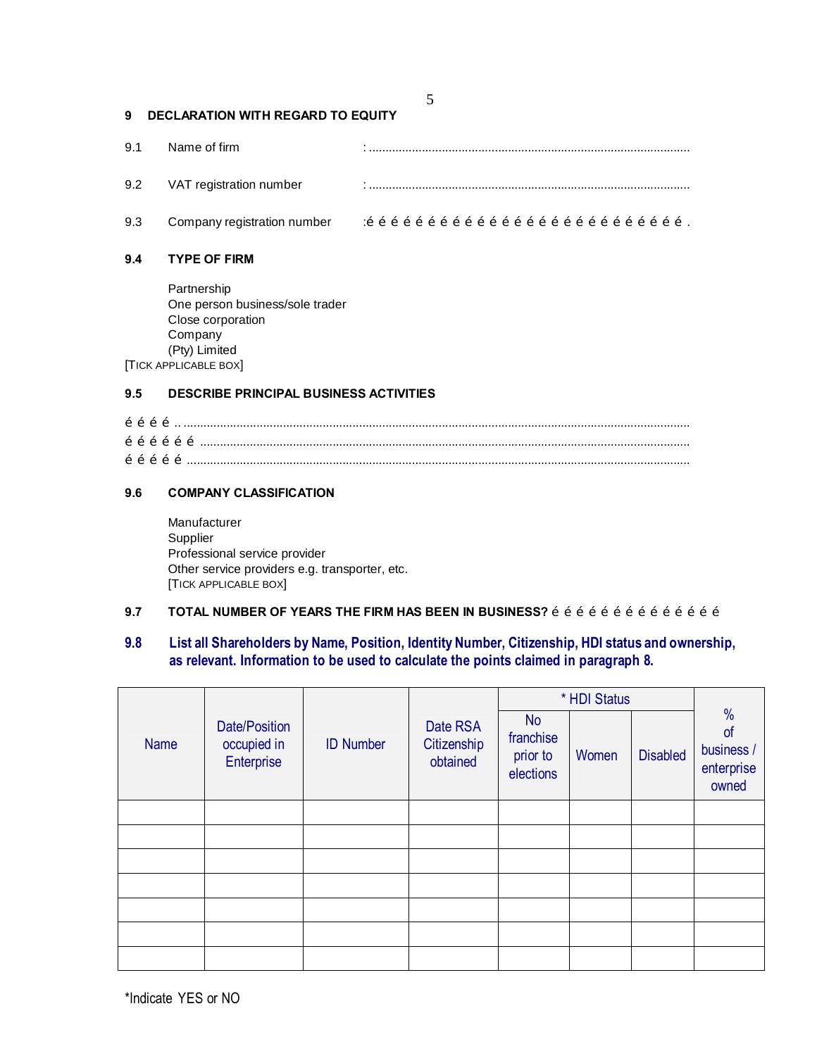## 9 DECLARATION WITH REGARD TO EQUITY

9.1 Name of firm : ........................................................................................

9.2 VAT registration number : ........................................................................................

9.3 Company registration number :é é é é é é é é é é é é é é é é é é é é é é é é é é é é .

### 9.4 TYPE OF FIRM

Partnership
One person business/sole trader
Close corporation
Company
(Pty) Limited
[TICK APPLICABLE BOX]

### 9.5 DESCRIBE PRINCIPAL BUSINESS ACTIVITIES

é é é é .. ..........................................................................................................................................
é é é é é é ......................................................................................................................................
é é é é é ..........................................................................................................................................

### 9.6 COMPANY CLASSIFICATION

Manufacturer
Supplier
Professional service provider
Other service providers e.g. transporter, etc.
[TICK APPLICABLE BOX]

**9.7 TOTAL NUMBER OF YEARS THE FIRM HAS BEEN IN BUSINESS?** é é é é é é é é é é é é é é

**9.8 List all Shareholders by Name, Position, Identity Number, Citizenship, HDI status and ownership, as relevant. Information to be used to calculate the points claimed in paragraph 8.**

| Name | Date/Position occupied in Enterprise | ID Number | Date RSA Citizenship obtained | * HDI Status | | | % of business / enterprise owned |
|---|---|---|---|---|---|---|---|
| | | | | No franchise prior to elections | Women | Disabled | |
| | | | | | | | |
| | | | | | | | |
| | | | | | | | |
| | | | | | | | |
| | | | | | | | |
| | | | | | | | |
| | | | | | | | |

*Indicate YES or NO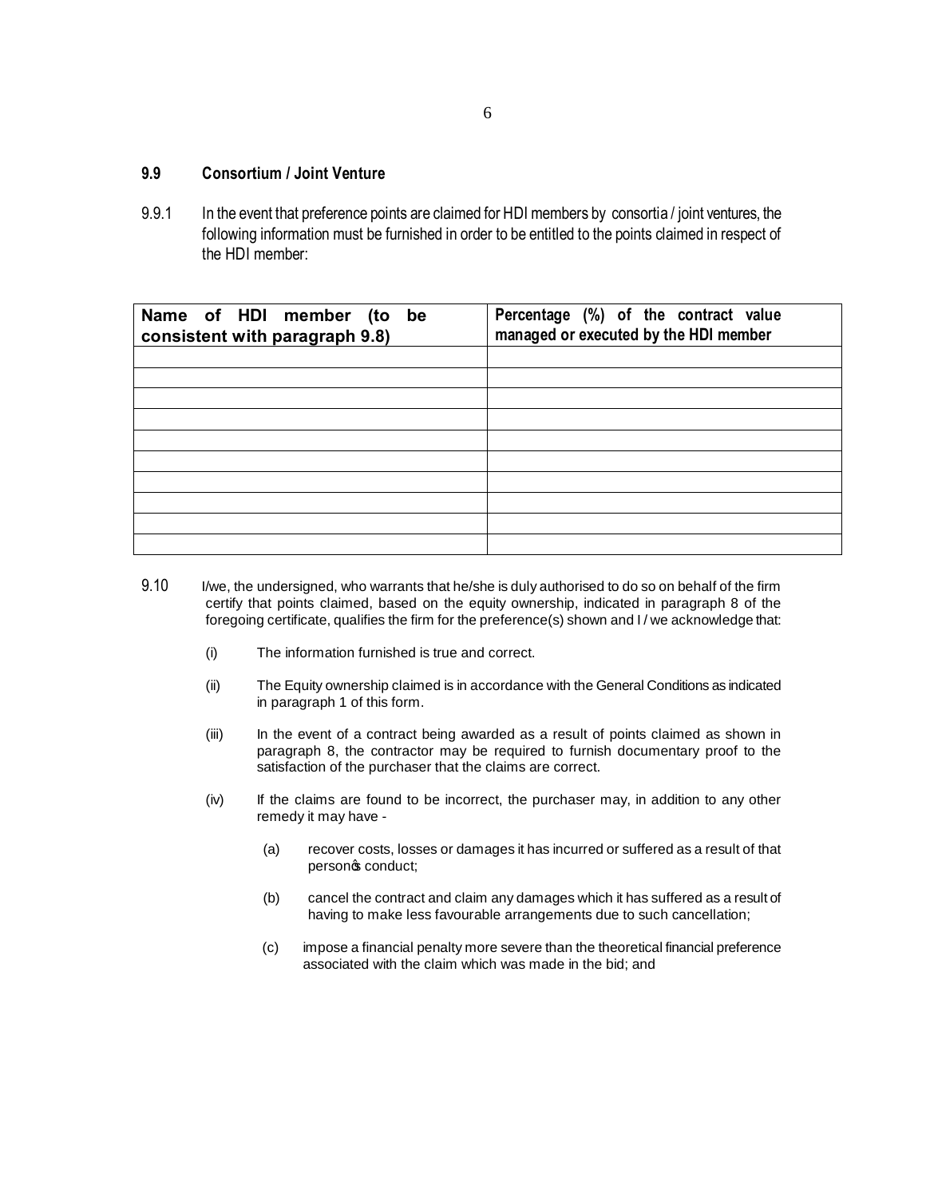### 9.9 Consortium / Joint Venture

9.9.1 In the event that preference points are claimed for HDI members by consortia / joint ventures, the following information must be furnished in order to be entitled to the points claimed in respect of the HDI member:

| Name of HDI member (to be consistent with paragraph 9.8) | Percentage (%) of the contract value managed or executed by the HDI member |
|---|---|
| | |
| | |
| | |
| | |
| | |
| | |
| | |
| | |
| | |
| | |

9.10 I/we, the undersigned, who warrants that he/she is duly authorised to do so on behalf of the firm certify that points claimed, based on the equity ownership, indicated in paragraph 8 of the foregoing certificate, qualifies the firm for the preference(s) shown and I / we acknowledge that:

(i) The information furnished is true and correct.

(ii) The Equity ownership claimed is in accordance with the General Conditions as indicated in paragraph 1 of this form.

(iii) In the event of a contract being awarded as a result of points claimed as shown in paragraph 8, the contractor may be required to furnish documentary proof to the satisfaction of the purchaser that the claims are correct.

(iv) If the claims are found to be incorrect, the purchaser may, in addition to any other remedy it may have -

(a) recover costs, losses or damages it has incurred or suffered as a result of that person's conduct;

(b) cancel the contract and claim any damages which it has suffered as a result of having to make less favourable arrangements due to such cancellation;

(c) impose a financial penalty more severe than the theoretical financial preference associated with the claim which was made in the bid; and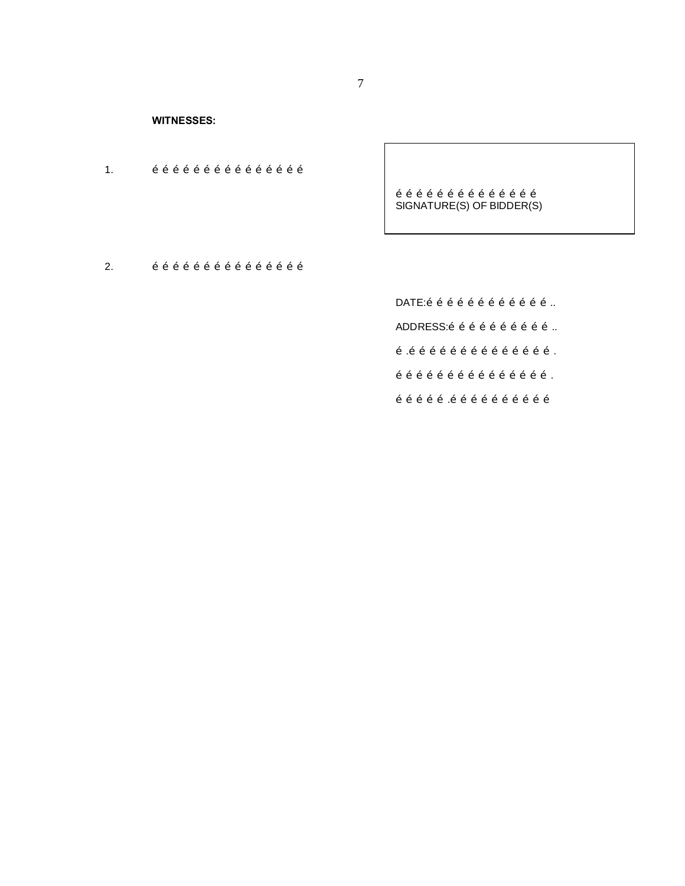**WITNESSES:**

1. é é é é é é é é é é é é é é é é

é é é é é é é é é é é é é é é
SIGNATURE(S) OF BIDDER(S)

2. é é é é é é é é é é é é é é é é

DATE:é é é é é é é é é é é é é ..

ADDRESS:é é é é é é é é é é ..

é .é é é é é é é é é é é é é é é .

é é é é é é é é é é é é é é é é .

é é é é é .é é é é é é é é é é